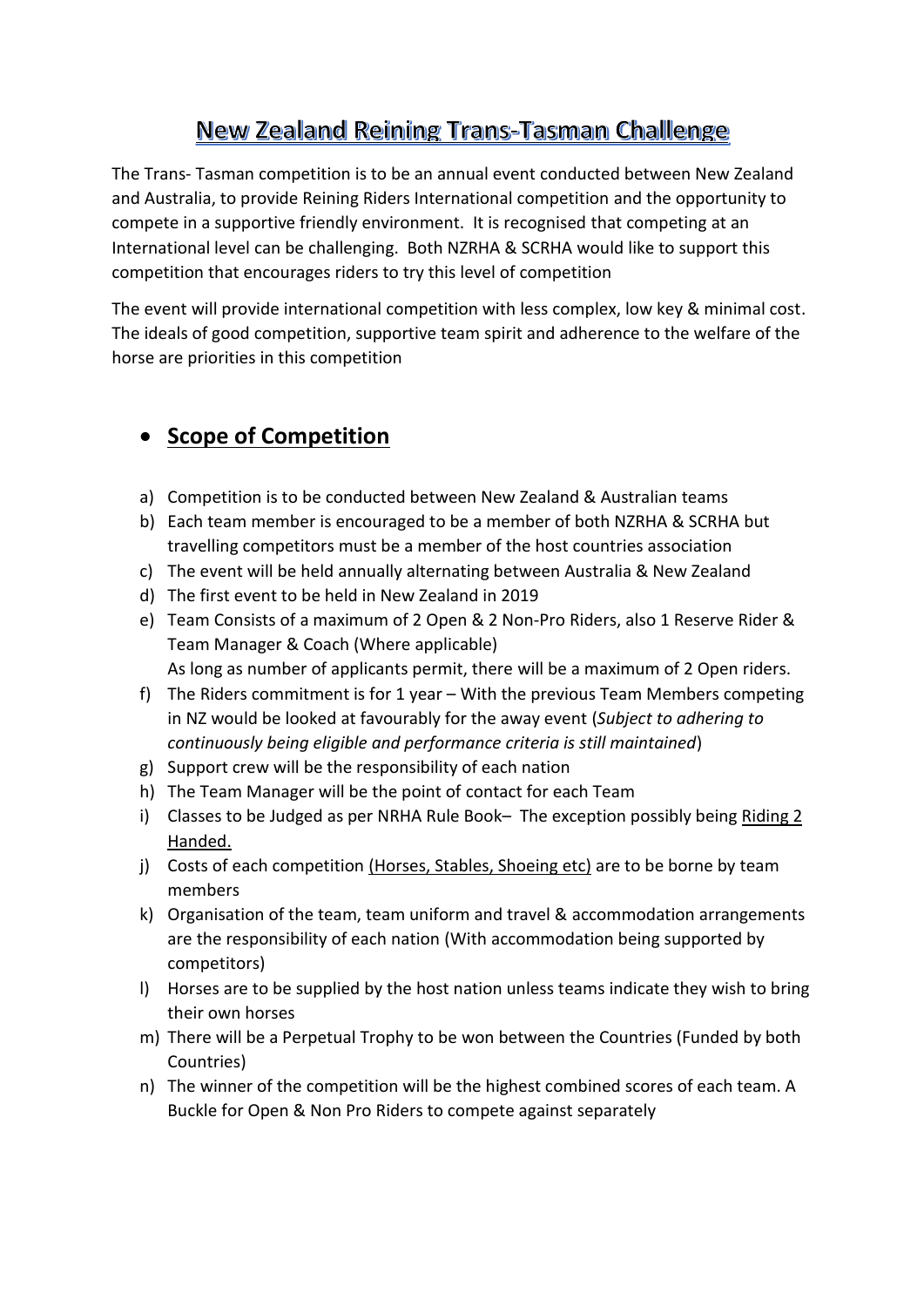# New Zealand Reining Trans-Tasman Challenge

The Trans- Tasman competition is to be an annual event conducted between New Zealand and Australia, to provide Reining Riders International competition and the opportunity to compete in a supportive friendly environment. It is recognised that competing at an International level can be challenging. Both NZRHA & SCRHA would like to support this competition that encourages riders to try this level of competition

The event will provide international competition with less complex, low key & minimal cost. The ideals of good competition, supportive team spirit and adherence to the welfare of the horse are priorities in this competition

- **Scope of Competition**

a) Competition is to be conducted between New Zealand & Australian teams
b) Each team member is encouraged to be a member of both NZRHA & SCRHA but travelling competitors must be a member of the host countries association
c) The event will be held annually alternating between Australia & New Zealand
d) The first event to be held in New Zealand in 2019
e) Team Consists of a maximum of 2 Open & 2 Non-Pro Riders, also 1 Reserve Rider & Team Manager & Coach (Where applicable)
   As long as number of applicants permit, there will be a maximum of 2 Open riders.
f) The Riders commitment is for 1 year – With the previous Team Members competing in NZ would be looked at favourably for the away event (*Subject to adhering to continuously being eligible and performance criteria is still maintained*)
g) Support crew will be the responsibility of each nation
h) The Team Manager will be the point of contact for each Team
i) Classes to be Judged as per NRHA Rule Book– The exception possibly being Riding 2 Handed.
j) Costs of each competition (Horses, Stables, Shoeing etc) are to be borne by team members
k) Organisation of the team, team uniform and travel & accommodation arrangements are the responsibility of each nation (With accommodation being supported by competitors)
l) Horses are to be supplied by the host nation unless teams indicate they wish to bring their own horses
m) There will be a Perpetual Trophy to be won between the Countries (Funded by both Countries)
n) The winner of the competition will be the highest combined scores of each team. A Buckle for Open & Non Pro Riders to compete against separately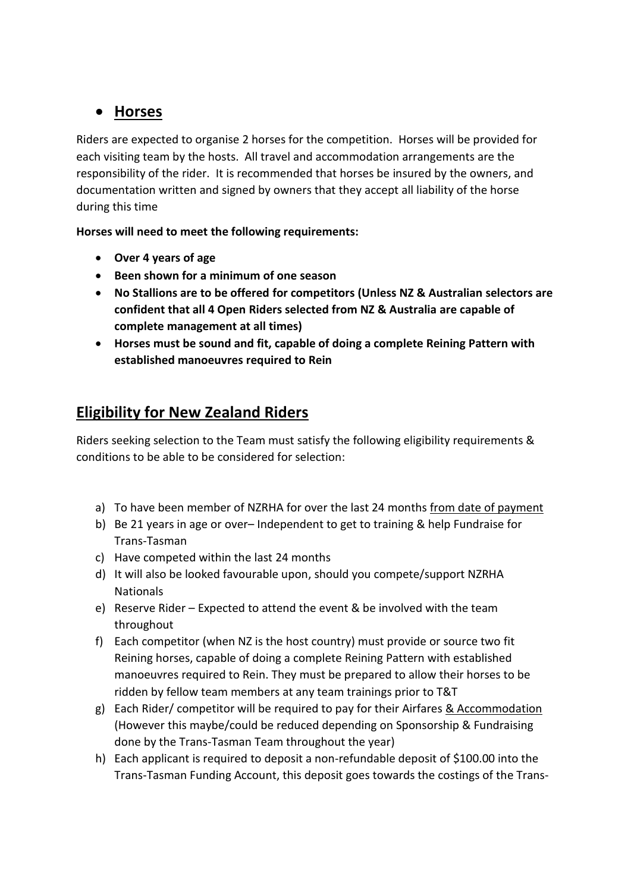- **Horses**

Riders are expected to organise 2 horses for the competition. Horses will be provided for each visiting team by the hosts. All travel and accommodation arrangements are the responsibility of the rider. It is recommended that horses be insured by the owners, and documentation written and signed by owners that they accept all liability of the horse during this time

**Horses will need to meet the following requirements:**

- **Over 4 years of age**
- **Been shown for a minimum of one season**
- **No Stallions are to be offered for competitors (Unless NZ & Australian selectors are confident that all 4 Open Riders selected from NZ & Australia are capable of complete management at all times)**
- **Horses must be sound and fit, capable of doing a complete Reining Pattern with established manoeuvres required to Rein**

## Eligibility for New Zealand Riders

Riders seeking selection to the Team must satisfy the following eligibility requirements & conditions to be able to be considered for selection:

a) To have been member of NZRHA for over the last 24 months from date of payment
b) Be 21 years in age or over– Independent to get to training & help Fundraise for Trans-Tasman
c) Have competed within the last 24 months
d) It will also be looked favourable upon, should you compete/support NZRHA Nationals
e) Reserve Rider – Expected to attend the event & be involved with the team throughout
f) Each competitor (when NZ is the host country) must provide or source two fit Reining horses, capable of doing a complete Reining Pattern with established manoeuvres required to Rein. They must be prepared to allow their horses to be ridden by fellow team members at any team trainings prior to T&T
g) Each Rider/ competitor will be required to pay for their Airfares & Accommodation (However this maybe/could be reduced depending on Sponsorship & Fundraising done by the Trans-Tasman Team throughout the year)
h) Each applicant is required to deposit a non-refundable deposit of $100.00 into the Trans-Tasman Funding Account, this deposit goes towards the costings of the Trans-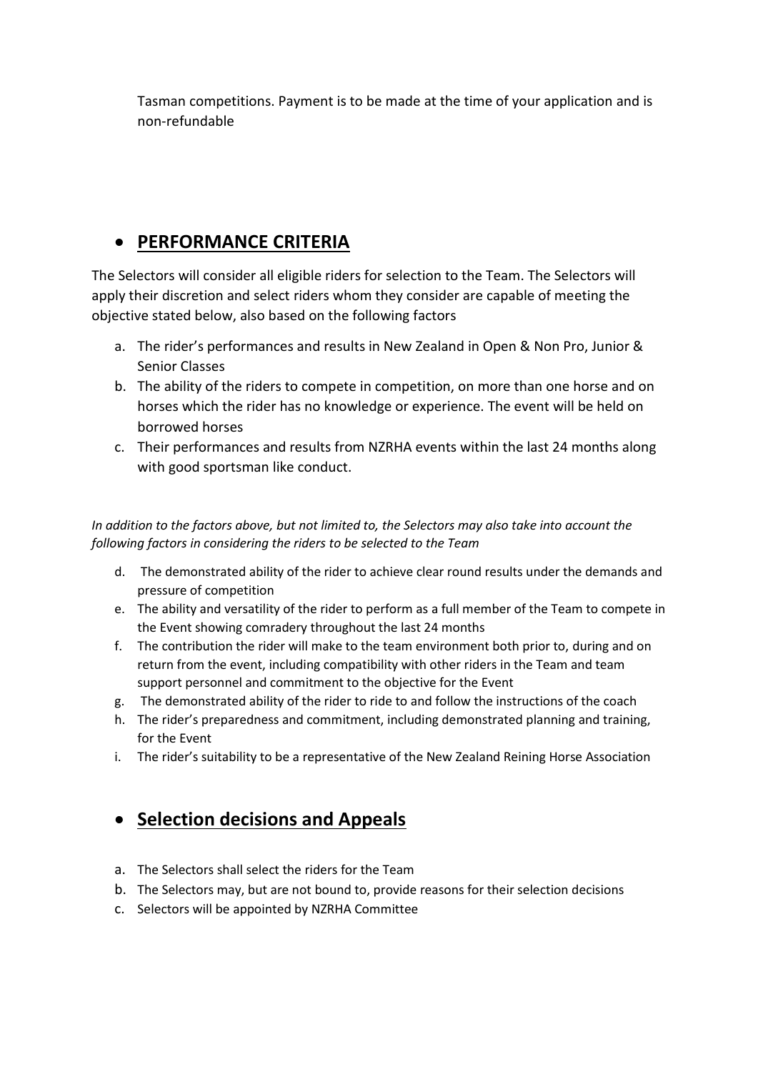Tasman competitions. Payment is to be made at the time of your application and is non-refundable

## • PERFORMANCE CRITERIA

The Selectors will consider all eligible riders for selection to the Team. The Selectors will apply their discretion and select riders whom they consider are capable of meeting the objective stated below, also based on the following factors

a. The rider's performances and results in New Zealand in Open & Non Pro, Junior & Senior Classes
b. The ability of the riders to compete in competition, on more than one horse and on horses which the rider has no knowledge or experience. The event will be held on borrowed horses
c. Their performances and results from NZRHA events within the last 24 months along with good sportsman like conduct.

*In addition to the factors above, but not limited to, the Selectors may also take into account the following factors in considering the riders to be selected to the Team*

d. The demonstrated ability of the rider to achieve clear round results under the demands and pressure of competition
e. The ability and versatility of the rider to perform as a full member of the Team to compete in the Event showing comradery throughout the last 24 months
f. The contribution the rider will make to the team environment both prior to, during and on return from the event, including compatibility with other riders in the Team and team support personnel and commitment to the objective for the Event
g. The demonstrated ability of the rider to ride to and follow the instructions of the coach
h. The rider's preparedness and commitment, including demonstrated planning and training, for the Event
i. The rider's suitability to be a representative of the New Zealand Reining Horse Association

## • Selection decisions and Appeals

a. The Selectors shall select the riders for the Team
b. The Selectors may, but are not bound to, provide reasons for their selection decisions
c. Selectors will be appointed by NZRHA Committee